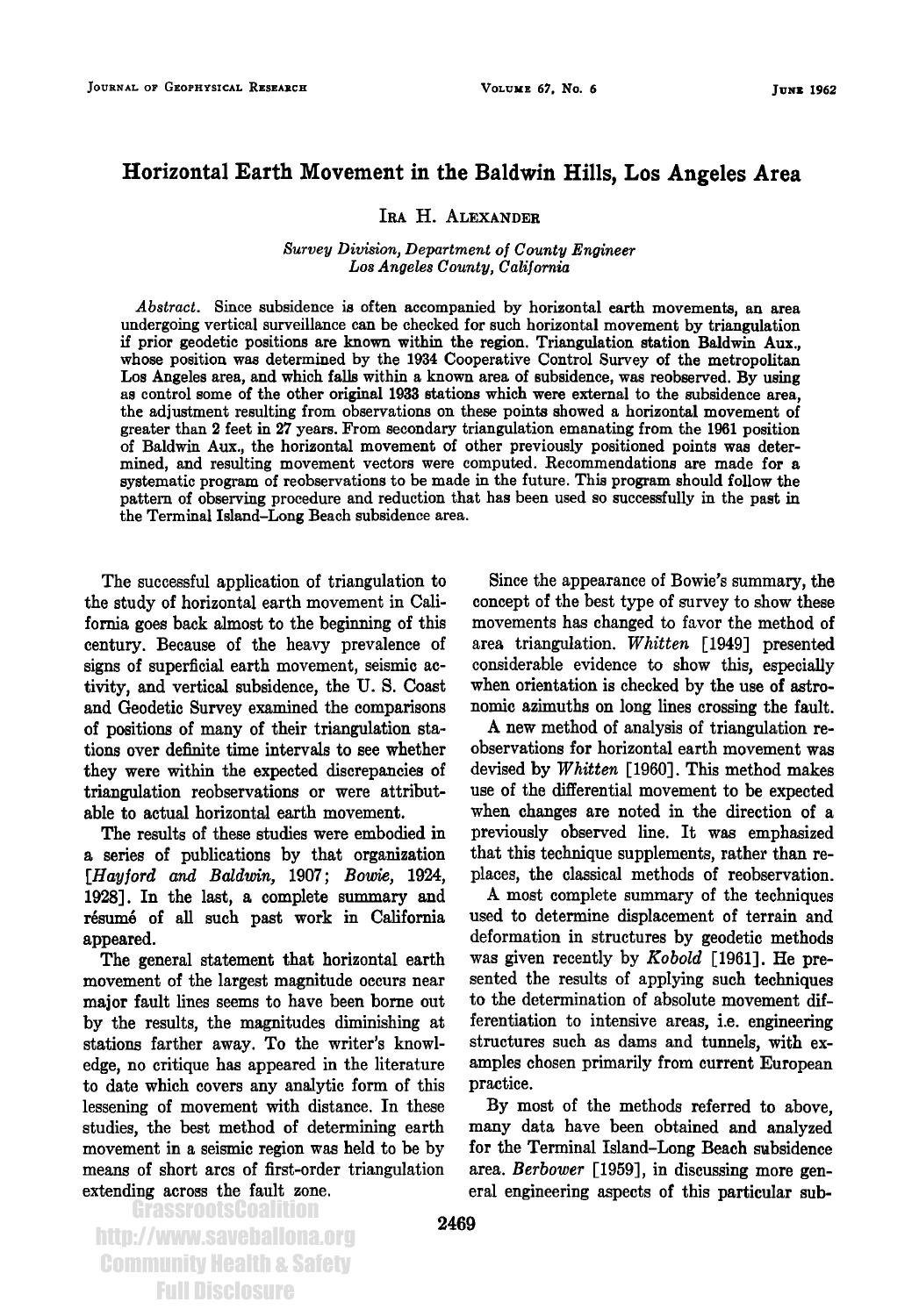# Horizontal Earth Movement in the Baldwin Hills, Los Angeles Area

IRA H. ALEXANDER

*Survey Division, Department of County Engineer*
*Los Angeles County, California*

*Abstract.* Since subsidence is often accompanied by horizontal earth movements, an area undergoing vertical surveillance can be checked for such horizontal movement by triangulation if prior geodetic positions are known within the region. Triangulation station Baldwin Aux., whose position was determined by the 1934 Cooperative Control Survey of the metropolitan Los Angeles area, and which falls within a known area of subsidence, was reobserved. By using as control some of the other original 1933 stations which were external to the subsidence area, the adjustment resulting from observations on these points showed a horizontal movement of greater than 2 feet in 27 years. From secondary triangulation emanating from the 1961 position of Baldwin Aux., the horizontal movement of other previously positioned points was determined, and resulting movement vectors were computed. Recommendations are made for a systematic program of reobservations to be made in the future. This program should follow the pattern of observing procedure and reduction that has been used so successfully in the past in the Terminal Island–Long Beach subsidence area.

The successful application of triangulation to the study of horizontal earth movement in California goes back almost to the beginning of this century. Because of the heavy prevalence of signs of superficial earth movement, seismic activity, and vertical subsidence, the U. S. Coast and Geodetic Survey examined the comparisons of positions of many of their triangulation stations over definite time intervals to see whether they were within the expected discrepancies of triangulation reobservations or were attributable to actual horizontal earth movement.

The results of these studies were embodied in a series of publications by that organization [*Hayford and Baldwin*, 1907; *Bowie*, 1924, 1928]. In the last, a complete summary and résumé of all such past work in California appeared.

The general statement that horizontal earth movement of the largest magnitude occurs near major fault lines seems to have been borne out by the results, the magnitudes diminishing at stations farther away. To the writer's knowledge, no critique has appeared in the literature to date which covers any analytic form of this lessening of movement with distance. In these studies, the best method of determining earth movement in a seismic region was held to be by means of short arcs of first-order triangulation extending across the fault zone.

Since the appearance of Bowie's summary, the concept of the best type of survey to show these movements has changed to favor the method of area triangulation. *Whitten* [1949] presented considerable evidence to show this, especially when orientation is checked by the use of astronomic azimuths on long lines crossing the fault.

A new method of analysis of triangulation reobservations for horizontal earth movement was devised by *Whitten* [1960]. This method makes use of the differential movement to be expected when changes are noted in the direction of a previously observed line. It was emphasized that this technique supplements, rather than replaces, the classical methods of reobservation.

A most complete summary of the techniques used to determine displacement of terrain and deformation in structures by geodetic methods was given recently by *Kobold* [1961]. He presented the results of applying such techniques to the determination of absolute movement differentiation to intensive areas, i.e. engineering structures such as dams and tunnels, with examples chosen primarily from current European practice.

By most of the methods referred to above, many data have been obtained and analyzed for the Terminal Island–Long Beach subsidence area. *Berbower* [1959], in discussing more general engineering aspects of this particular sub-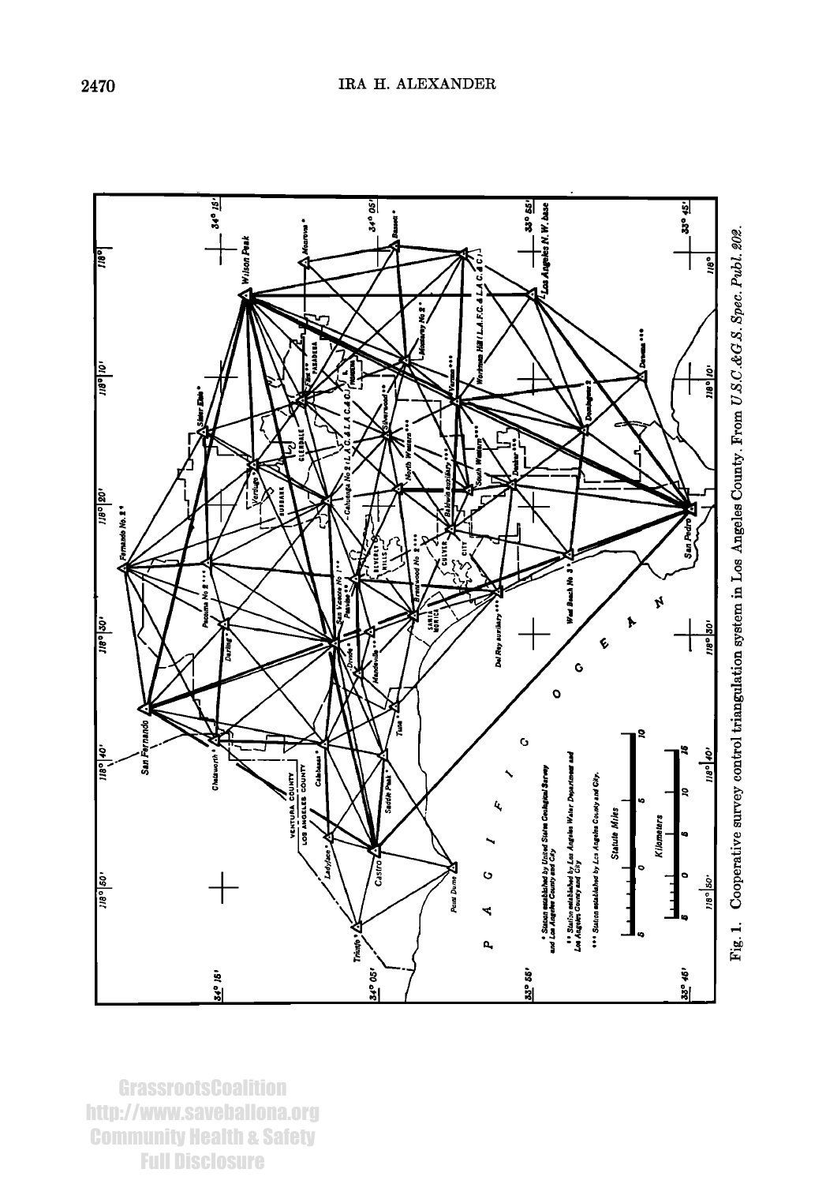Fig. 1. Cooperative survey control triangulation system in Los Angeles County. From *U.S.C.&G.S. Spec. Publ. 202.*

GrassrootsCoalition
http://www.saveballona.org
Community Health & Safety
Full Disclosure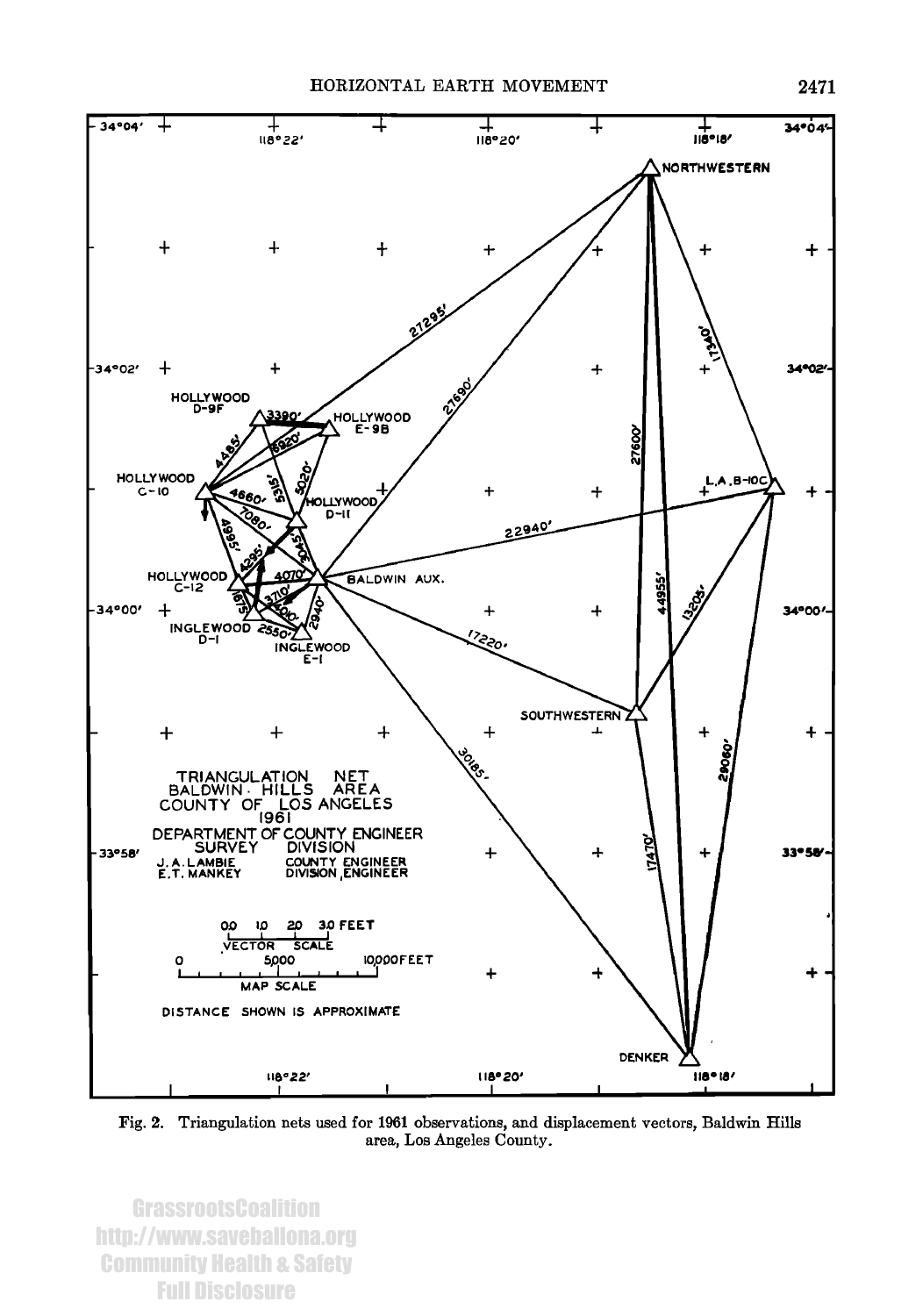Fig. 2. Triangulation nets used for 1961 observations, and displacement vectors, Baldwin Hills area, Los Angeles County.

GrassrootsCoalition
http://www.saveballona.org
Community Health & Safety
Full Disclosure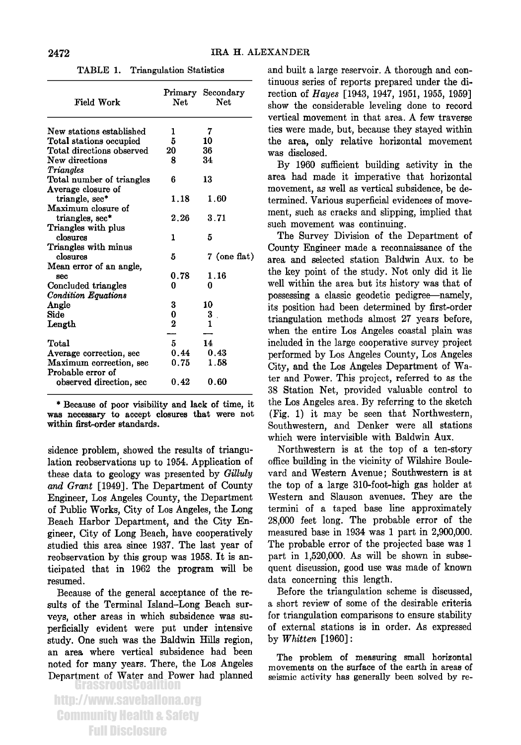TABLE 1. Triangulation Statistics

| Field Work | Primary Net | Secondary Net |
|---|---|---|
| New stations established | 1 | 7 |
| Total stations occupied | 5 | 10 |
| Total directions observed | 20 | 36 |
| New directions | 8 | 34 |
| *Triangles* | | |
| Total number of triangles | 6 | 13 |
| Average closure of triangle, sec* | 1.18 | 1.60 |
| Maximum closure of triangles, sec* | 2.26 | 3.71 |
| Triangles with plus closures | 1 | 5 |
| Triangles with minus closures | 5 | 7 (one flat) |
| Mean error of an angle, sec | 0.78 | 1.16 |
| Concluded triangles | 0 | 0 |
| *Condition Equations* | | |
| Angle | 3 | 10 |
| Side | 0 | 3 |
| Length | 2 | 1 |
| Total | 5 | 14 |
| Average correction, sec | 0.44 | 0.43 |
| Maximum correction, sec | 0.75 | 1.58 |
| Probable error of observed direction, sec | 0.42 | 0.60 |

\* Because of poor visibility and lack of time, it was necessary to accept closures that were not within first-order standards.

sidence problem, showed the results of triangulation reobservations up to 1954. Application of these data to geology was presented by *Gilluly and Grant* [1949]. The Department of County Engineer, Los Angeles County, the Department of Public Works, City of Los Angeles, the Long Beach Harbor Department, and the City Engineer, City of Long Beach, have cooperatively studied this area since 1937. The last year of reobservation by this group was 1958. It is anticipated that in 1962 the program will be resumed.

Because of the general acceptance of the results of the Terminal Island–Long Beach surveys, other areas in which subsidence was superficially evident were put under intensive study. One such was the Baldwin Hills region, an area where vertical subsidence had been noted for many years. There, the Los Angeles Department of Water and Power had planned and built a large reservoir. A thorough and continuous series of reports prepared under the direction of *Hayes* [1943, 1947, 1951, 1955, 1959] show the considerable leveling done to record vertical movement in that area. A few traverse ties were made, but, because they stayed within the area, only relative horizontal movement was disclosed.

By 1960 sufficient building activity in the area had made it imperative that horizontal movement, as well as vertical subsidence, be determined. Various superficial evidences of movement, such as cracks and slipping, implied that such movement was continuing.

The Survey Division of the Department of County Engineer made a reconnaissance of the area and selected station Baldwin Aux. to be the key point of the study. Not only did it lie well within the area but its history was that of possessing a classic geodetic pedigree—namely, its position had been determined by first-order triangulation methods almost 27 years before, when the entire Los Angeles coastal plain was included in the large cooperative survey project performed by Los Angeles County, Los Angeles City, and the Los Angeles Department of Water and Power. This project, referred to as the 38 Station Net, provided valuable control to the Los Angeles area. By referring to the sketch (Fig. 1) it may be seen that Northwestern, Southwestern, and Denker were all stations which were intervisible with Baldwin Aux.

Northwestern is at the top of a ten-story office building in the vicinity of Wilshire Boulevard and Western Avenue; Southwestern is at the top of a large 310-foot-high gas holder at Western and Slauson avenues. They are the termini of a taped base line approximately 28,000 feet long. The probable error of the measured base in 1934 was 1 part in 2,900,000. The probable error of the projected base was 1 part in 1,520,000. As will be shown in subsequent discussion, good use was made of known data concerning this length.

Before the triangulation scheme is discussed, a short review of some of the desirable criteria for triangulation comparisons to ensure stability of external stations is in order. As expressed by *Whitten* [1960]:

> The problem of measuring small horizontal movements on the surface of the earth in areas of seismic activity has generally been solved by re-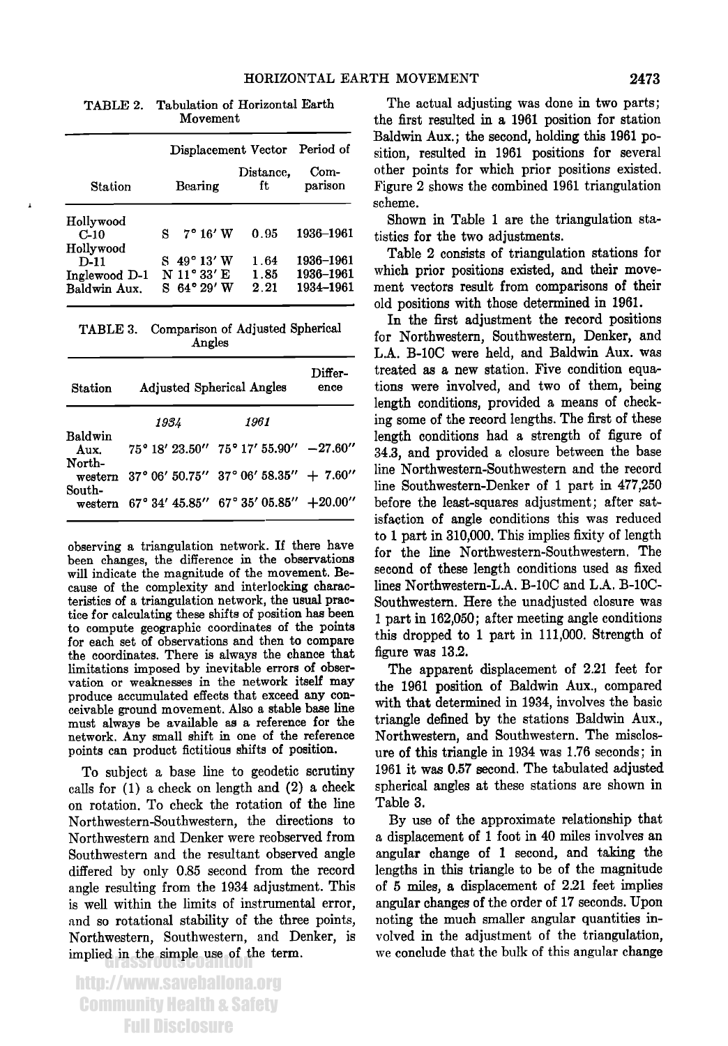TABLE 2. Tabulation of Horizontal Earth Movement

| Station | Displacement Vector Bearing | Displacement Vector Distance, ft | Period of Comparison |
|---|---|---|---|
| Hollywood C-10 | S 7° 16′ W | 0.95 | 1936–1961 |
| Hollywood D-11 | S 49° 13′ W | 1.64 | 1936–1961 |
| Inglewood D-1 | N 11° 33′ E | 1.85 | 1936–1961 |
| Baldwin Aux. | S 64° 29′ W | 2.21 | 1934–1961 |

TABLE 3. Comparison of Adjusted Spherical Angles

| Station | Adjusted Spherical Angles *1934* | Adjusted Spherical Angles *1961* | Difference |
|---|---|---|---|
| Baldwin Aux. | 75° 18′ 23.50″ | 75° 17′ 55.90″ | −27.60″ |
| Northwestern | 37° 06′ 50.75″ | 37° 06′ 58.35″ | + 7.60″ |
| Southwestern | 67° 34′ 45.85″ | 67° 35′ 05.85″ | +20.00″ |

observing a triangulation network. If there have been changes, the difference in the observations will indicate the magnitude of the movement. Because of the complexity and interlocking characteristics of a triangulation network, the usual practice for calculating these shifts of position has been to compute geographic coordinates of the points for each set of observations and then to compare the coordinates. There is always the chance that limitations imposed by inevitable errors of observation or weaknesses in the network itself may produce accumulated effects that exceed any conceivable ground movement. Also a stable base line must always be available as a reference for the network. Any small shift in one of the reference points can product fictitious shifts of position.

To subject a base line to geodetic scrutiny calls for (1) a check on length and (2) a check on rotation. To check the rotation of the line Northwestern-Southwestern, the directions to Northwestern and Denker were reobserved from Southwestern and the resultant observed angle differed by only 0.85 second from the record angle resulting from the 1934 adjustment. This is well within the limits of instrumental error, and so rotational stability of the three points, Northwestern, Southwestern, and Denker, is implied in the simple use of the term.

The actual adjusting was done in two parts; the first resulted in a 1961 position for station Baldwin Aux.; the second, holding this 1961 position, resulted in 1961 positions for several other points for which prior positions existed. Figure 2 shows the combined 1961 triangulation scheme.

Shown in Table 1 are the triangulation statistics for the two adjustments.

Table 2 consists of triangulation stations for which prior positions existed, and their movement vectors result from comparisons of their old positions with those determined in 1961.

In the first adjustment the record positions for Northwestern, Southwestern, Denker, and L.A. B-10C were held, and Baldwin Aux. was treated as a new station. Five condition equations were involved, and two of them, being length conditions, provided a means of checking some of the record lengths. The first of these length conditions had a strength of figure of 34.3, and provided a closure between the base line Northwestern-Southwestern and the record line Southwestern-Denker of 1 part in 477,250 before the least-squares adjustment; after satisfaction of angle conditions this was reduced to 1 part in 310,000. This implies fixity of length for the line Northwestern-Southwestern. The second of these length conditions used as fixed lines Northwestern-L.A. B-10C and L.A. B-10C-Southwestern. Here the unadjusted closure was 1 part in 162,050; after meeting angle conditions this dropped to 1 part in 111,000. Strength of figure was 13.2.

The apparent displacement of 2.21 feet for the 1961 position of Baldwin Aux., compared with that determined in 1934, involves the basic triangle defined by the stations Baldwin Aux., Northwestern, and Southwestern. The misclosure of this triangle in 1934 was 1.76 seconds; in 1961 it was 0.57 second. The tabulated adjusted spherical angles at these stations are shown in Table 3.

By use of the approximate relationship that a displacement of 1 foot in 40 miles involves an angular change of 1 second, and taking the lengths in this triangle to be of the magnitude of 5 miles, a displacement of 2.21 feet implies angular changes of the order of 17 seconds. Upon noting the much smaller angular quantities involved in the adjustment of the triangulation, we conclude that the bulk of this angular change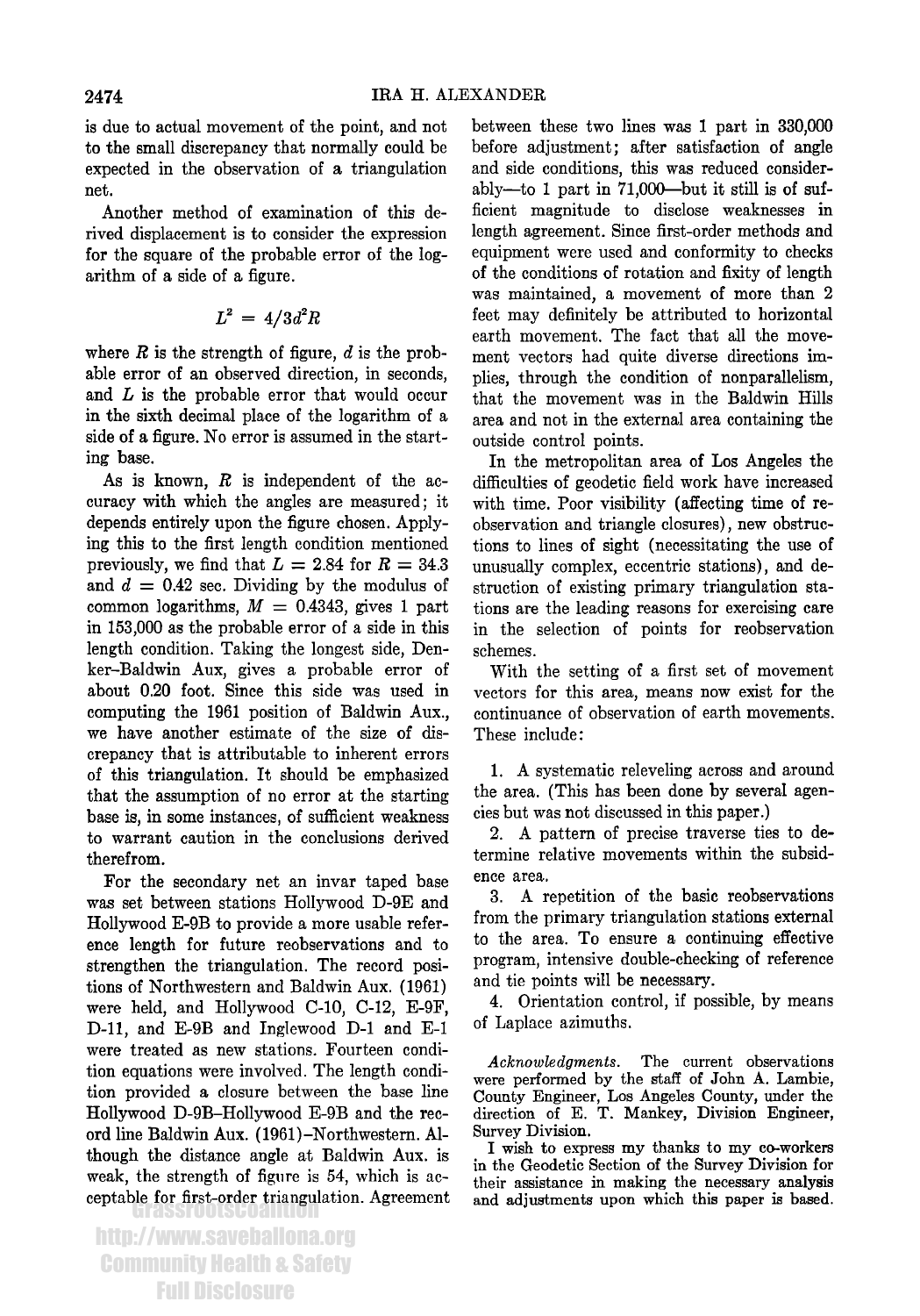is due to actual movement of the point, and not to the small discrepancy that normally could be expected in the observation of a triangulation net.

Another method of examination of this derived displacement is to consider the expression for the square of the probable error of the logarithm of a side of a figure.

$$L^2 = 4/3d^2R$$

where $R$ is the strength of figure, $d$ is the probable error of an observed direction, in seconds, and $L$ is the probable error that would occur in the sixth decimal place of the logarithm of a side of a figure. No error is assumed in the starting base.

As is known, $R$ is independent of the accuracy with which the angles are measured; it depends entirely upon the figure chosen. Applying this to the first length condition mentioned previously, we find that $L = 2.84$ for $R = 34.3$ and $d = 0.42$ sec. Dividing by the modulus of common logarithms, $M = 0.4343$, gives 1 part in 153,000 as the probable error of a side in this length condition. Taking the longest side, Denker–Baldwin Aux, gives a probable error of about 0.20 foot. Since this side was used in computing the 1961 position of Baldwin Aux., we have another estimate of the size of discrepancy that is attributable to inherent errors of this triangulation. It should be emphasized that the assumption of no error at the starting base is, in some instances, of sufficient weakness to warrant caution in the conclusions derived therefrom.

For the secondary net an invar taped base was set between stations Hollywood D-9E and Hollywood E-9B to provide a more usable reference length for future reobservations and to strengthen the triangulation. The record positions of Northwestern and Baldwin Aux. (1961) were held, and Hollywood C-10, C-12, E-9F, D-11, and E-9B and Inglewood D-1 and E-1 were treated as new stations. Fourteen condition equations were involved. The length condition provided a closure between the base line Hollywood D-9B–Hollywood E-9B and the record line Baldwin Aux. (1961)–Northwestern. Although the distance angle at Baldwin Aux. is weak, the strength of figure is 54, which is acceptable for first-order triangulation. Agreement between these two lines was 1 part in 330,000 before adjustment; after satisfaction of angle and side conditions, this was reduced considerably—to 1 part in 71,000—but it still is of sufficient magnitude to disclose weaknesses in length agreement. Since first-order methods and equipment were used and conformity to checks of the conditions of rotation and fixity of length was maintained, a movement of more than 2 feet may definitely be attributed to horizontal earth movement. The fact that all the movement vectors had quite diverse directions implies, through the condition of nonparallelism, that the movement was in the Baldwin Hills area and not in the external area containing the outside control points.

In the metropolitan area of Los Angeles the difficulties of geodetic field work have increased with time. Poor visibility (affecting time of reobservation and triangle closures), new obstructions to lines of sight (necessitating the use of unusually complex, eccentric stations), and destruction of existing primary triangulation stations are the leading reasons for exercising care in the selection of points for reobservation schemes.

With the setting of a first set of movement vectors for this area, means now exist for the continuance of observation of earth movements. These include:

1. A systematic releveling across and around the area. (This has been done by several agencies but was not discussed in this paper.)
2. A pattern of precise traverse ties to determine relative movements within the subsidence area.
3. A repetition of the basic reobservations from the primary triangulation stations external to the area. To ensure a continuing effective program, intensive double-checking of reference and tie points will be necessary.
4. Orientation control, if possible, by means of Laplace azimuths.

*Acknowledgments.* The current observations were performed by the staff of John A. Lambie, County Engineer, Los Angeles County, under the direction of E. T. Mankey, Division Engineer, Survey Division.

I wish to express my thanks to my co-workers in the Geodetic Section of the Survey Division for their assistance in making the necessary analysis and adjustments upon which this paper is based.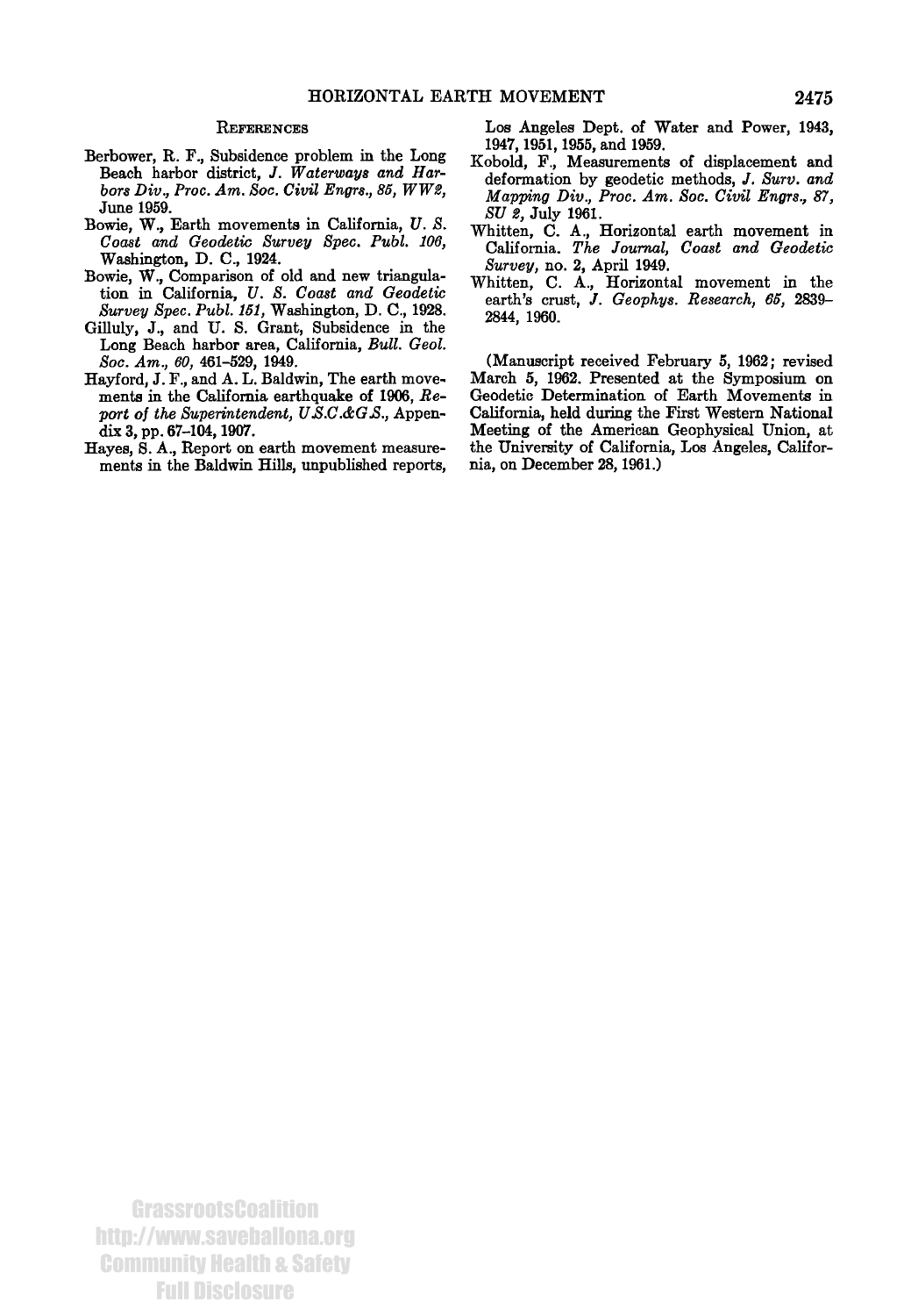## References

Berbower, R. F., Subsidence problem in the Long Beach harbor district, *J. Waterways and Harbors Div., Proc. Am. Soc. Civil Engrs., 85, WW2,* June 1959.

Bowie, W., Earth movements in California, *U. S. Coast and Geodetic Survey Spec. Publ. 106,* Washington, D. C., 1924.

Bowie, W., Comparison of old and new triangulation in California, *U. S. Coast and Geodetic Survey Spec. Publ. 151,* Washington, D. C., 1928.

Gilluly, J., and U. S. Grant, Subsidence in the Long Beach harbor area, California, *Bull. Geol. Soc. Am., 60,* 461–529, 1949.

Hayford, J. F., and A. L. Baldwin, The earth movements in the California earthquake of 1906, *Report of the Superintendent, U.S.C.&G.S.,* Appendix 3, pp. 67–104, 1907.

Hayes, S. A., Report on earth movement measurements in the Baldwin Hills, unpublished reports, Los Angeles Dept. of Water and Power, 1943, 1947, 1951, 1955, and 1959.

Kobold, F., Measurements of displacement and deformation by geodetic methods, *J. Surv. and Mapping Div., Proc. Am. Soc. Civil Engrs., 87, SU 2,* July 1961.

Whitten, C. A., Horizontal earth movement in California. *The Journal, Coast and Geodetic Survey,* no. 2, April 1949.

Whitten, C. A., Horizontal movement in the earth's crust, *J. Geophys. Research, 65,* 2839–2844, 1960.

(Manuscript received February 5, 1962; revised March 5, 1962. Presented at the Symposium on Geodetic Determination of Earth Movements in California, held during the First Western National Meeting of the American Geophysical Union, at the University of California, Los Angeles, California, on December 28, 1961.)

GrassrootsCoalition
http://www.saveballona.org
Community Health & Safety
Full Disclosure